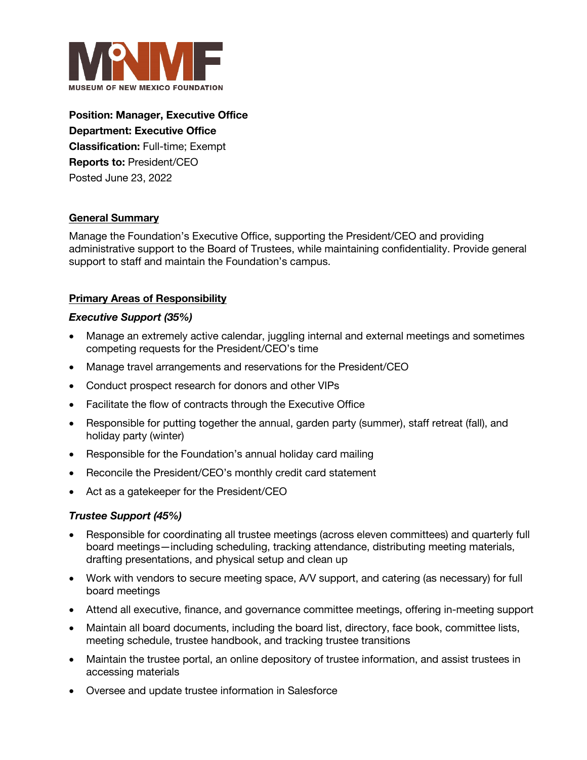MNMF

MUSEUM OF NEW MEXICO FOUNDATION

**Position: Manager, Executive Office**
**Department: Executive Office**
**Classification:** Full-time; Exempt
**Reports to:** President/CEO
Posted June 23, 2022

## General Summary

Manage the Foundation's Executive Office, supporting the President/CEO and providing administrative support to the Board of Trustees, while maintaining confidentiality. Provide general support to staff and maintain the Foundation's campus.

## Primary Areas of Responsibility

### *Executive Support (35%)*

- Manage an extremely active calendar, juggling internal and external meetings and sometimes competing requests for the President/CEO's time
- Manage travel arrangements and reservations for the President/CEO
- Conduct prospect research for donors and other VIPs
- Facilitate the flow of contracts through the Executive Office
- Responsible for putting together the annual, garden party (summer), staff retreat (fall), and holiday party (winter)
- Responsible for the Foundation's annual holiday card mailing
- Reconcile the President/CEO's monthly credit card statement
- Act as a gatekeeper for the President/CEO

### *Trustee Support (45%)*

- Responsible for coordinating all trustee meetings (across eleven committees) and quarterly full board meetings—including scheduling, tracking attendance, distributing meeting materials, drafting presentations, and physical setup and clean up
- Work with vendors to secure meeting space, A/V support, and catering (as necessary) for full board meetings
- Attend all executive, finance, and governance committee meetings, offering in-meeting support
- Maintain all board documents, including the board list, directory, face book, committee lists, meeting schedule, trustee handbook, and tracking trustee transitions
- Maintain the trustee portal, an online depository of trustee information, and assist trustees in accessing materials
- Oversee and update trustee information in Salesforce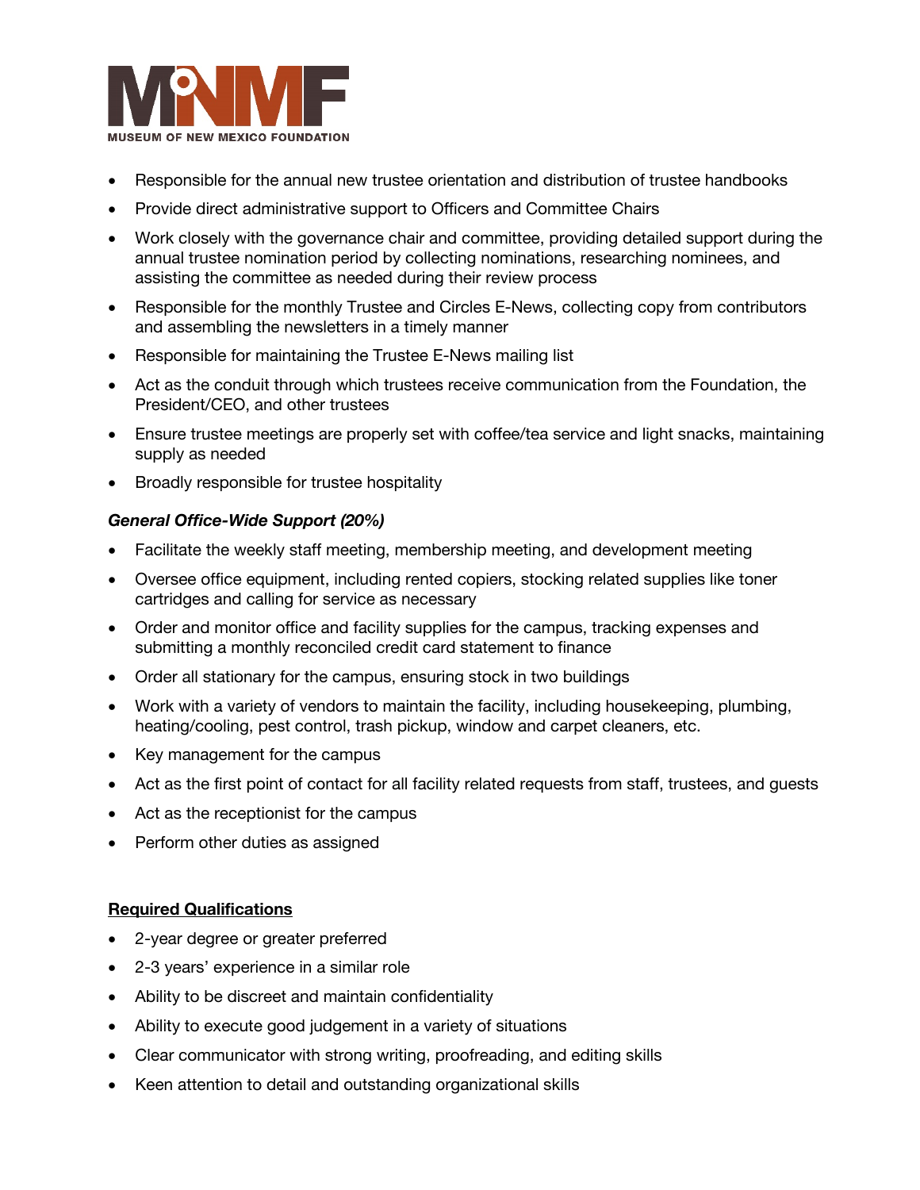- Responsible for the annual new trustee orientation and distribution of trustee handbooks
- Provide direct administrative support to Officers and Committee Chairs
- Work closely with the governance chair and committee, providing detailed support during the annual trustee nomination period by collecting nominations, researching nominees, and assisting the committee as needed during their review process
- Responsible for the monthly Trustee and Circles E-News, collecting copy from contributors and assembling the newsletters in a timely manner
- Responsible for maintaining the Trustee E-News mailing list
- Act as the conduit through which trustees receive communication from the Foundation, the President/CEO, and other trustees
- Ensure trustee meetings are properly set with coffee/tea service and light snacks, maintaining supply as needed
- Broadly responsible for trustee hospitality

***General Office-Wide Support (20%)***

- Facilitate the weekly staff meeting, membership meeting, and development meeting
- Oversee office equipment, including rented copiers, stocking related supplies like toner cartridges and calling for service as necessary
- Order and monitor office and facility supplies for the campus, tracking expenses and submitting a monthly reconciled credit card statement to finance
- Order all stationary for the campus, ensuring stock in two buildings
- Work with a variety of vendors to maintain the facility, including housekeeping, plumbing, heating/cooling, pest control, trash pickup, window and carpet cleaners, etc.
- Key management for the campus
- Act as the first point of contact for all facility related requests from staff, trustees, and guests
- Act as the receptionist for the campus
- Perform other duties as assigned

## Required Qualifications

- 2-year degree or greater preferred
- 2-3 years' experience in a similar role
- Ability to be discreet and maintain confidentiality
- Ability to execute good judgement in a variety of situations
- Clear communicator with strong writing, proofreading, and editing skills
- Keen attention to detail and outstanding organizational skills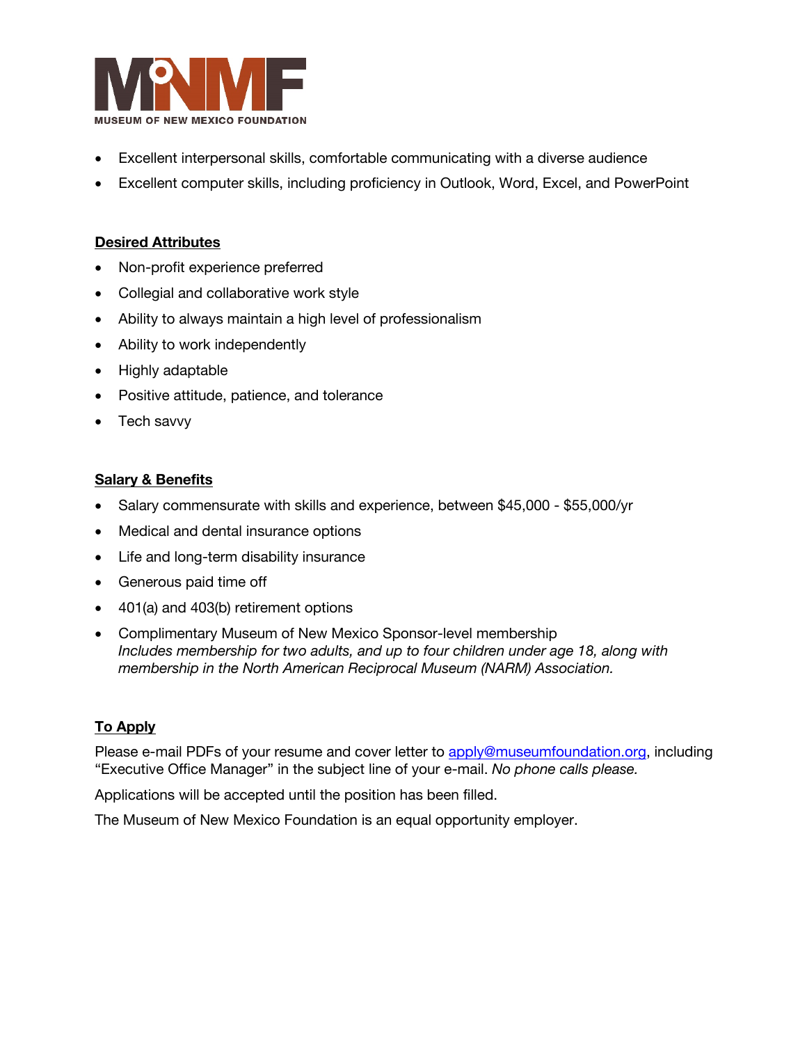- Excellent interpersonal skills, comfortable communicating with a diverse audience
- Excellent computer skills, including proficiency in Outlook, Word, Excel, and PowerPoint

## Desired Attributes

- Non-profit experience preferred
- Collegial and collaborative work style
- Ability to always maintain a high level of professionalism
- Ability to work independently
- Highly adaptable
- Positive attitude, patience, and tolerance
- Tech savvy

## Salary & Benefits

- Salary commensurate with skills and experience, between $45,000 - $55,000/yr
- Medical and dental insurance options
- Life and long-term disability insurance
- Generous paid time off
- 401(a) and 403(b) retirement options
- Complimentary Museum of New Mexico Sponsor-level membership
  *Includes membership for two adults, and up to four children under age 18, along with membership in the North American Reciprocal Museum (NARM) Association.*

## To Apply

Please e-mail PDFs of your resume and cover letter to apply@museumfoundation.org, including "Executive Office Manager" in the subject line of your e-mail. *No phone calls please.*

Applications will be accepted until the position has been filled.

The Museum of New Mexico Foundation is an equal opportunity employer.